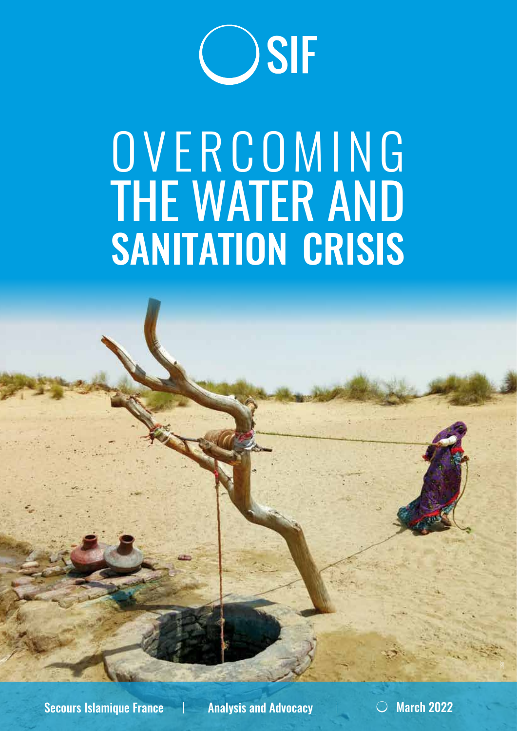SIF

# OVERCOMING THE WATER AND SANITATION CRISIS

Secours Islamique France | Analysis and Advocacy | March 2022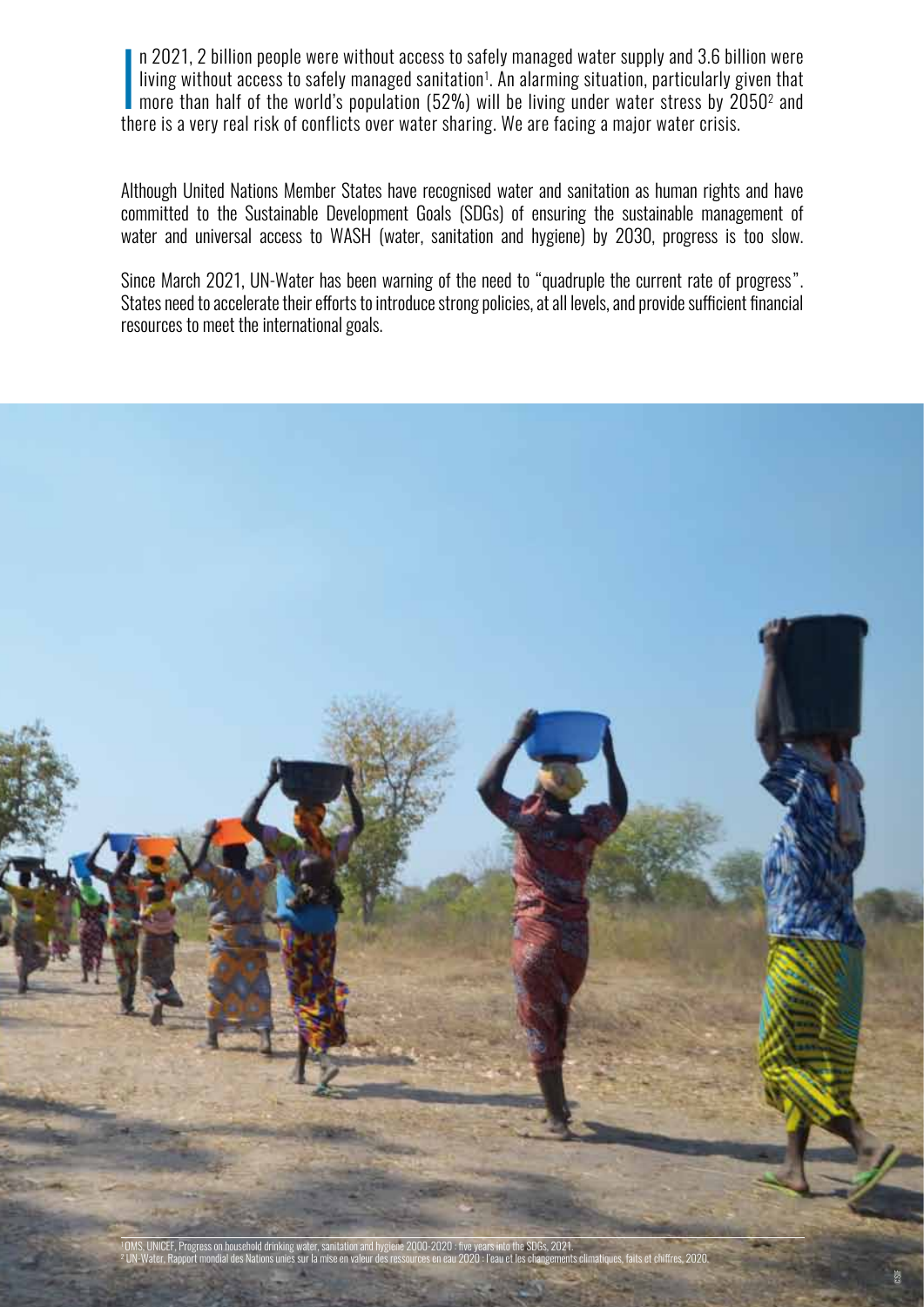In 2021, 2 billion people were without access to safely managed water supply and 3.6 billion were living without access to safely managed sanitation[1]. An alarming situation, particularly given that more than half of the world's population (52%) will be living under water stress by 2050[2] and there is a very real risk of conflicts over water sharing. We are facing a major water crisis.

Although United Nations Member States have recognised water and sanitation as human rights and have committed to the Sustainable Development Goals (SDGs) of ensuring the sustainable management of water and universal access to WASH (water, sanitation and hygiene) by 2030, progress is too slow.

Since March 2021, UN-Water has been warning of the need to "quadruple the current rate of progress". States need to accelerate their efforts to introduce strong policies, at all levels, and provide sufficient financial resources to meet the international goals.

[1] OMS, UNICEF, Progress on household drinking water, sanitation and hygiene 2000-2020 : five years into the SDGs, 2021.
[2] UN-Water, Rapport mondial des Nations unies sur la mise en valeur des ressources en eau 2020 : l'eau et les changements climatiques, faits et chiffres, 2020.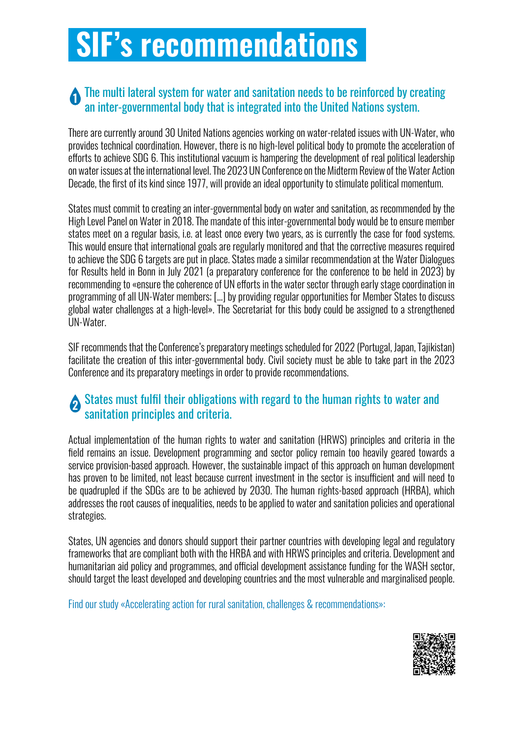# SIF's recommendations

## 1 The multi lateral system for water and sanitation needs to be reinforced by creating an inter-governmental body that is integrated into the United Nations system.

There are currently around 30 United Nations agencies working on water-related issues with UN-Water, who provides technical coordination. However, there is no high-level political body to promote the acceleration of efforts to achieve SDG 6. This institutional vacuum is hampering the development of real political leadership on water issues at the international level. The 2023 UN Conference on the Midterm Review of the Water Action Decade, the first of its kind since 1977, will provide an ideal opportunity to stimulate political momentum.

States must commit to creating an inter-governmental body on water and sanitation, as recommended by the High Level Panel on Water in 2018. The mandate of this inter-governmental body would be to ensure member states meet on a regular basis, i.e. at least once every two years, as is currently the case for food systems. This would ensure that international goals are regularly monitored and that the corrective measures required to achieve the SDG 6 targets are put in place. States made a similar recommendation at the Water Dialogues for Results held in Bonn in July 2021 (a preparatory conference for the conference to be held in 2023) by recommending to «ensure the coherence of UN efforts in the water sector through early stage coordination in programming of all UN-Water members; [...] by providing regular opportunities for Member States to discuss global water challenges at a high-level». The Secretariat for this body could be assigned to a strengthened UN-Water.

SIF recommends that the Conference's preparatory meetings scheduled for 2022 (Portugal, Japan, Tajikistan) facilitate the creation of this inter-governmental body. Civil society must be able to take part in the 2023 Conference and its preparatory meetings in order to provide recommendations.

## 2 States must fulfil their obligations with regard to the human rights to water and sanitation principles and criteria.

Actual implementation of the human rights to water and sanitation (HRWS) principles and criteria in the field remains an issue. Development programming and sector policy remain too heavily geared towards a service provision-based approach. However, the sustainable impact of this approach on human development has proven to be limited, not least because current investment in the sector is insufficient and will need to be quadrupled if the SDGs are to be achieved by 2030. The human rights-based approach (HRBA), which addresses the root causes of inequalities, needs to be applied to water and sanitation policies and operational strategies.

States, UN agencies and donors should support their partner countries with developing legal and regulatory frameworks that are compliant both with the HRBA and with HRWS principles and criteria. Development and humanitarian aid policy and programmes, and official development assistance funding for the WASH sector, should target the least developed and developing countries and the most vulnerable and marginalised people.

Find our study «Accelerating action for rural sanitation, challenges & recommendations»: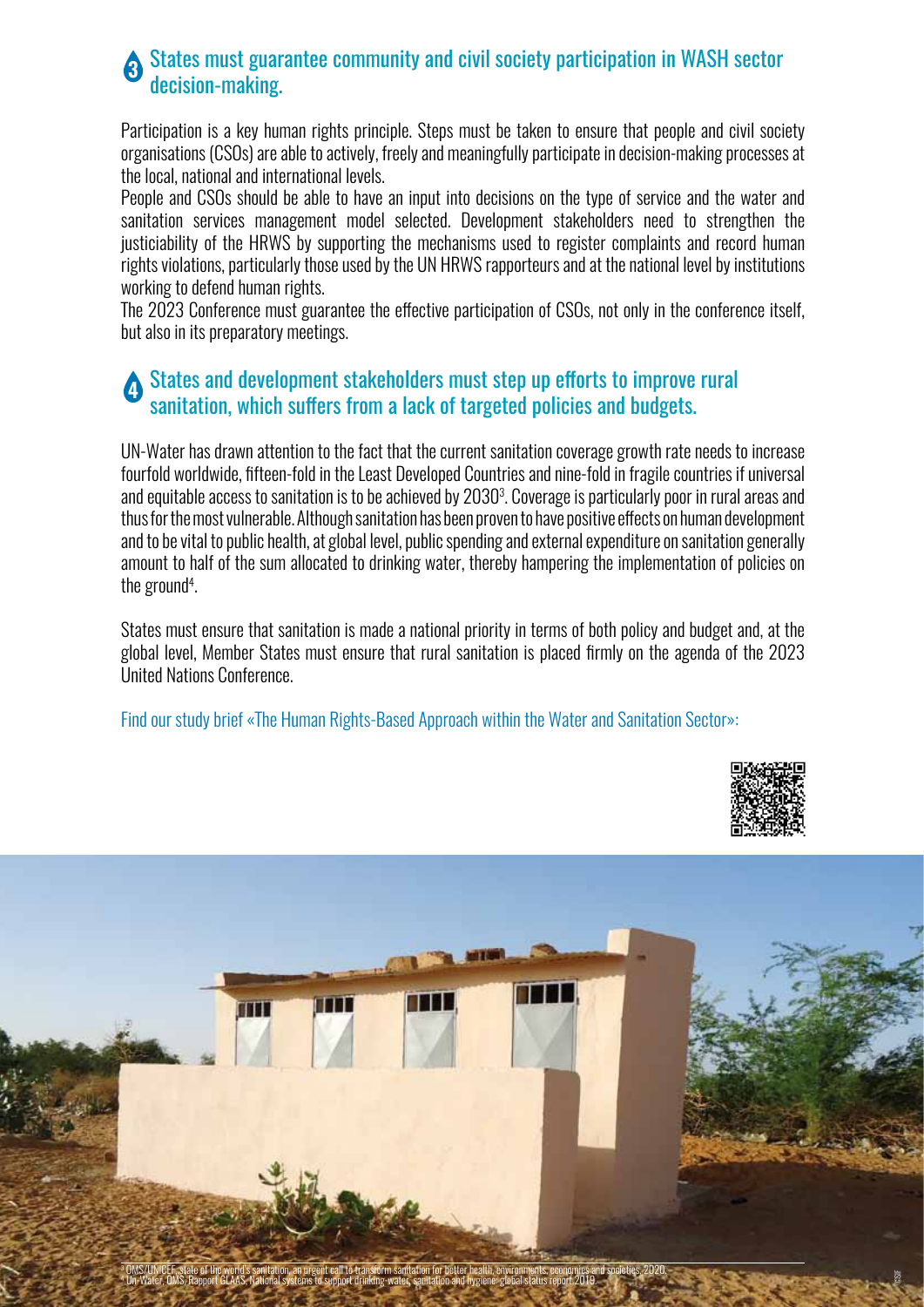## 3 States must guarantee community and civil society participation in WASH sector decision-making.

Participation is a key human rights principle. Steps must be taken to ensure that people and civil society organisations (CSOs) are able to actively, freely and meaningfully participate in decision-making processes at the local, national and international levels.

People and CSOs should be able to have an input into decisions on the type of service and the water and sanitation services management model selected. Development stakeholders need to strengthen the justiciability of the HRWS by supporting the mechanisms used to register complaints and record human rights violations, particularly those used by the UN HRWS rapporteurs and at the national level by institutions working to defend human rights.

The 2023 Conference must guarantee the effective participation of CSOs, not only in the conference itself, but also in its preparatory meetings.

## 4 States and development stakeholders must step up efforts to improve rural sanitation, which suffers from a lack of targeted policies and budgets.

UN-Water has drawn attention to the fact that the current sanitation coverage growth rate needs to increase fourfold worldwide, fifteen-fold in the Least Developed Countries and nine-fold in fragile countries if universal and equitable access to sanitation is to be achieved by 2030[3]. Coverage is particularly poor in rural areas and thus for the most vulnerable. Although sanitation has been proven to have positive effects on human development and to be vital to public health, at global level, public spending and external expenditure on sanitation generally amount to half of the sum allocated to drinking water, thereby hampering the implementation of policies on the ground[4].

States must ensure that sanitation is made a national priority in terms of both policy and budget and, at the global level, Member States must ensure that rural sanitation is placed firmly on the agenda of the 2023 United Nations Conference.

Find our study brief «The Human Rights-Based Approach within the Water and Sanitation Sector»:

[3] OMS/UNICEF, state of the world's sanitation, an urgent call to transform sanitation for better health, environments, economies and societies, 2020.
[4] Un-Water, OMS, Rapport GLAAS, National systems to support drinking-water, sanitation and hygiene: global status report 2019.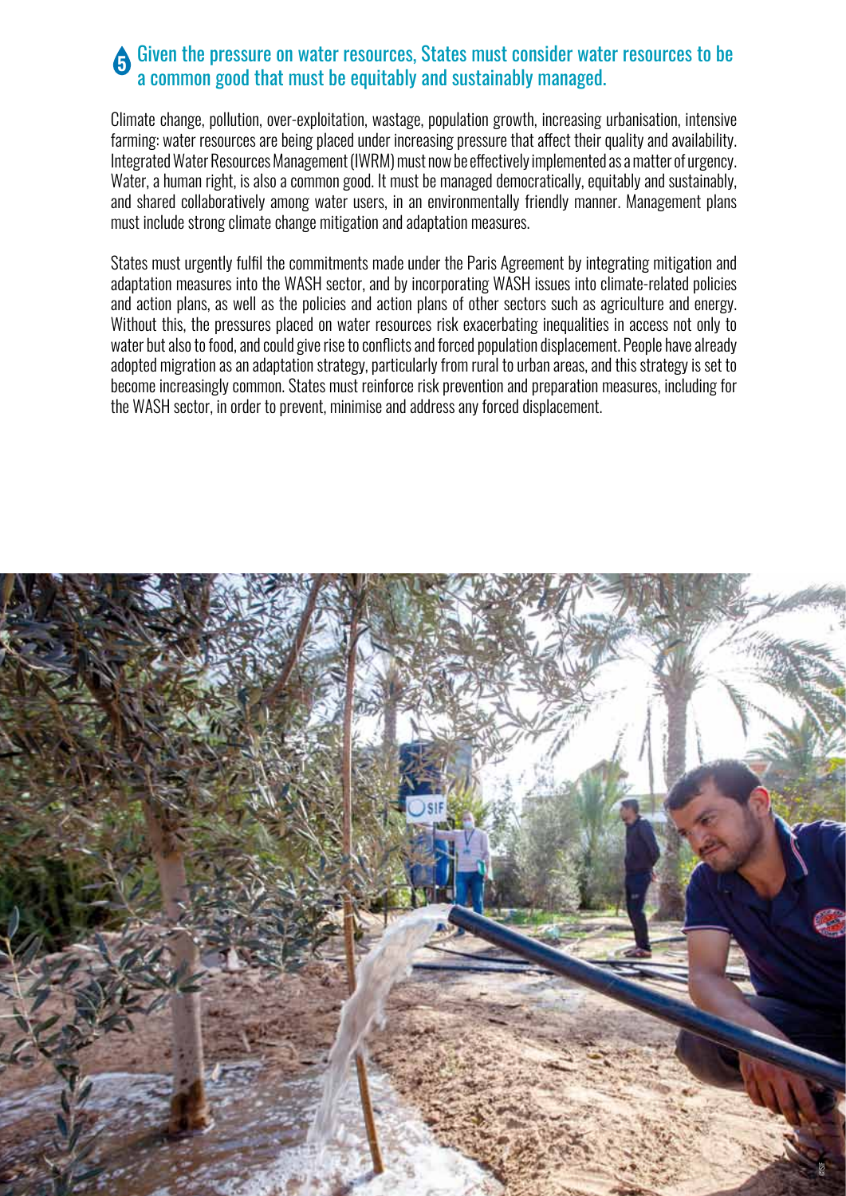## 5 Given the pressure on water resources, States must consider water resources to be a common good that must be equitably and sustainably managed.

Climate change, pollution, over-exploitation, wastage, population growth, increasing urbanisation, intensive farming: water resources are being placed under increasing pressure that affect their quality and availability. Integrated Water Resources Management (IWRM) must now be effectively implemented as a matter of urgency. Water, a human right, is also a common good. It must be managed democratically, equitably and sustainably, and shared collaboratively among water users, in an environmentally friendly manner. Management plans must include strong climate change mitigation and adaptation measures.

States must urgently fulfil the commitments made under the Paris Agreement by integrating mitigation and adaptation measures into the WASH sector, and by incorporating WASH issues into climate-related policies and action plans, as well as the policies and action plans of other sectors such as agriculture and energy. Without this, the pressures placed on water resources risk exacerbating inequalities in access not only to water but also to food, and could give rise to conflicts and forced population displacement. People have already adopted migration as an adaptation strategy, particularly from rural to urban areas, and this strategy is set to become increasingly common. States must reinforce risk prevention and preparation measures, including for the WASH sector, in order to prevent, minimise and address any forced displacement.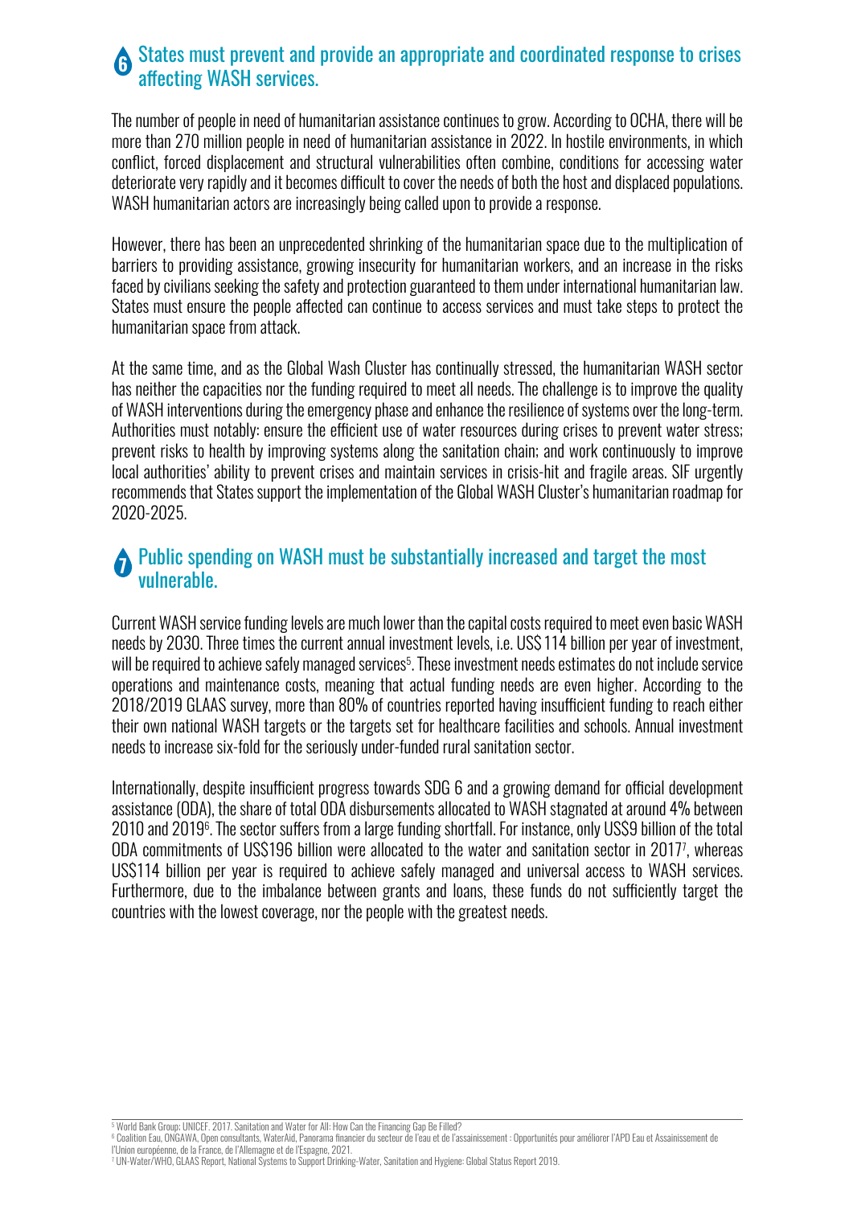## 6 States must prevent and provide an appropriate and coordinated response to crises affecting WASH services.

The number of people in need of humanitarian assistance continues to grow. According to OCHA, there will be more than 270 million people in need of humanitarian assistance in 2022. In hostile environments, in which conflict, forced displacement and structural vulnerabilities often combine, conditions for accessing water deteriorate very rapidly and it becomes difficult to cover the needs of both the host and displaced populations. WASH humanitarian actors are increasingly being called upon to provide a response.

However, there has been an unprecedented shrinking of the humanitarian space due to the multiplication of barriers to providing assistance, growing insecurity for humanitarian workers, and an increase in the risks faced by civilians seeking the safety and protection guaranteed to them under international humanitarian law. States must ensure the people affected can continue to access services and must take steps to protect the humanitarian space from attack.

At the same time, and as the Global Wash Cluster has continually stressed, the humanitarian WASH sector has neither the capacities nor the funding required to meet all needs. The challenge is to improve the quality of WASH interventions during the emergency phase and enhance the resilience of systems over the long-term. Authorities must notably: ensure the efficient use of water resources during crises to prevent water stress; prevent risks to health by improving systems along the sanitation chain; and work continuously to improve local authorities' ability to prevent crises and maintain services in crisis-hit and fragile areas. SIF urgently recommends that States support the implementation of the Global WASH Cluster's humanitarian roadmap for 2020-2025.

## 7 Public spending on WASH must be substantially increased and target the most vulnerable.

Current WASH service funding levels are much lower than the capital costs required to meet even basic WASH needs by 2030. Three times the current annual investment levels, i.e. US$ 114 billion per year of investment, will be required to achieve safely managed services[5]. These investment needs estimates do not include service operations and maintenance costs, meaning that actual funding needs are even higher. According to the 2018/2019 GLAAS survey, more than 80% of countries reported having insufficient funding to reach either their own national WASH targets or the targets set for healthcare facilities and schools. Annual investment needs to increase six-fold for the seriously under-funded rural sanitation sector.

Internationally, despite insufficient progress towards SDG 6 and a growing demand for official development assistance (ODA), the share of total ODA disbursements allocated to WASH stagnated at around 4% between 2010 and 2019[6]. The sector suffers from a large funding shortfall. For instance, only US$9 billion of the total ODA commitments of US$196 billion were allocated to the water and sanitation sector in 2017[7], whereas US$114 billion per year is required to achieve safely managed and universal access to WASH services. Furthermore, due to the imbalance between grants and loans, these funds do not sufficiently target the countries with the lowest coverage, nor the people with the greatest needs.

---

[5] World Bank Group; UNICEF. 2017. Sanitation and Water for All: How Can the Financing Gap Be Filled?

[6] Coalition Eau, ONGAWA, Open consultants, WaterAid, Panorama financier du secteur de l'eau et de l'assainissement : Opportunités pour améliorer l'APD Eau et Assainissement de l'Union européenne, de la France, de l'Allemagne et de l'Espagne, 2021.

[7] UN-Water/WHO, GLAAS Report, National Systems to Support Drinking-Water, Sanitation and Hygiene: Global Status Report 2019.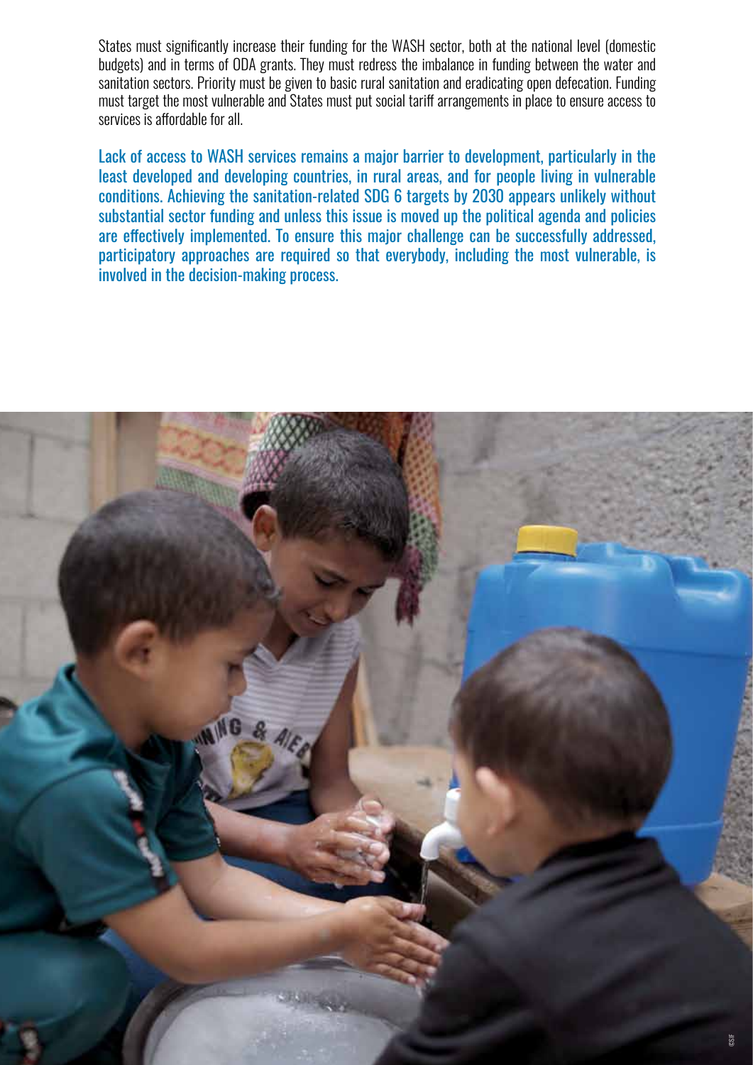States must significantly increase their funding for the WASH sector, both at the national level (domestic budgets) and in terms of ODA grants. They must redress the imbalance in funding between the water and sanitation sectors. Priority must be given to basic rural sanitation and eradicating open defecation. Funding must target the most vulnerable and States must put social tariff arrangements in place to ensure access to services is affordable for all.

Lack of access to WASH services remains a major barrier to development, particularly in the least developed and developing countries, in rural areas, and for people living in vulnerable conditions. Achieving the sanitation-related SDG 6 targets by 2030 appears unlikely without substantial sector funding and unless this issue is moved up the political agenda and policies are effectively implemented. To ensure this major challenge can be successfully addressed, participatory approaches are required so that everybody, including the most vulnerable, is involved in the decision-making process.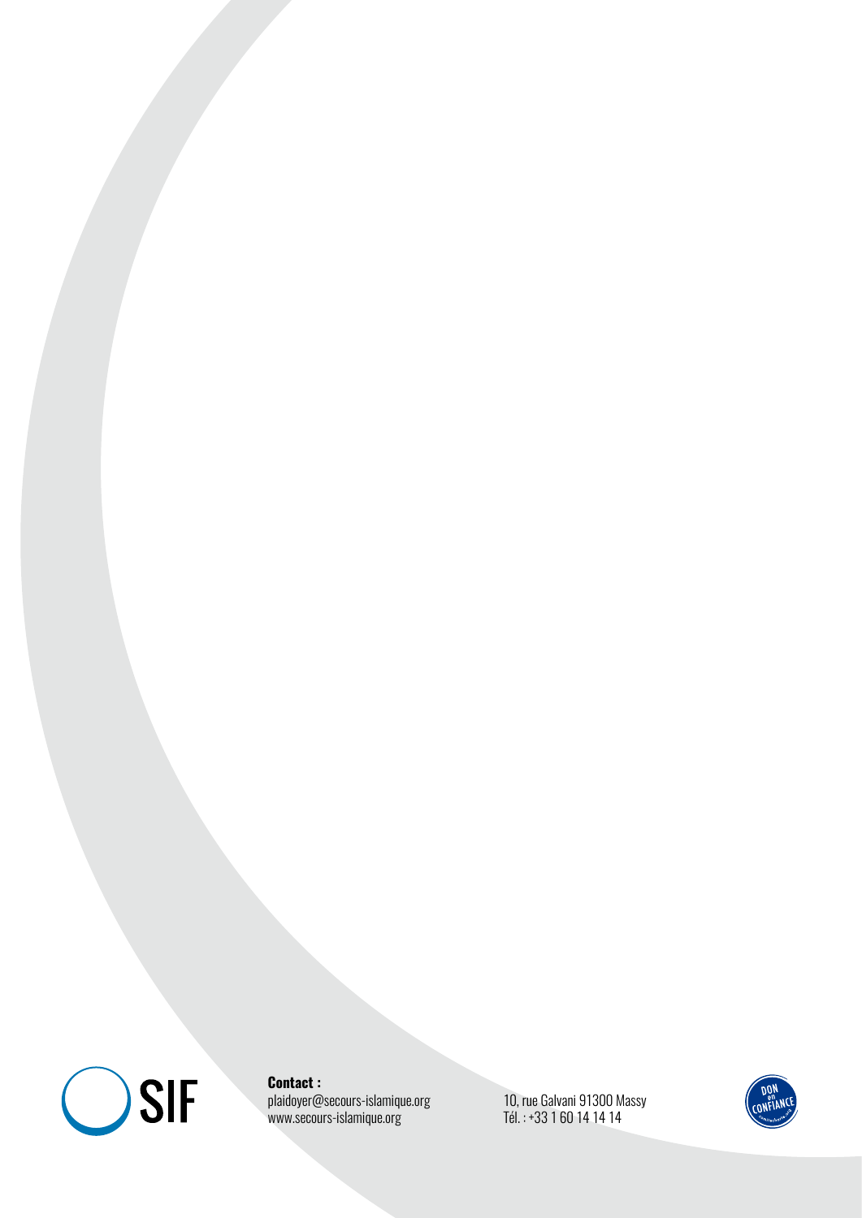SIF

**Contact :**
plaidoyer@secours-islamique.org
www.secours-islamique.org

10, rue Galvani 91300 Massy
Tél. : +33 1 60 14 14 14

DON en CONFIANCE